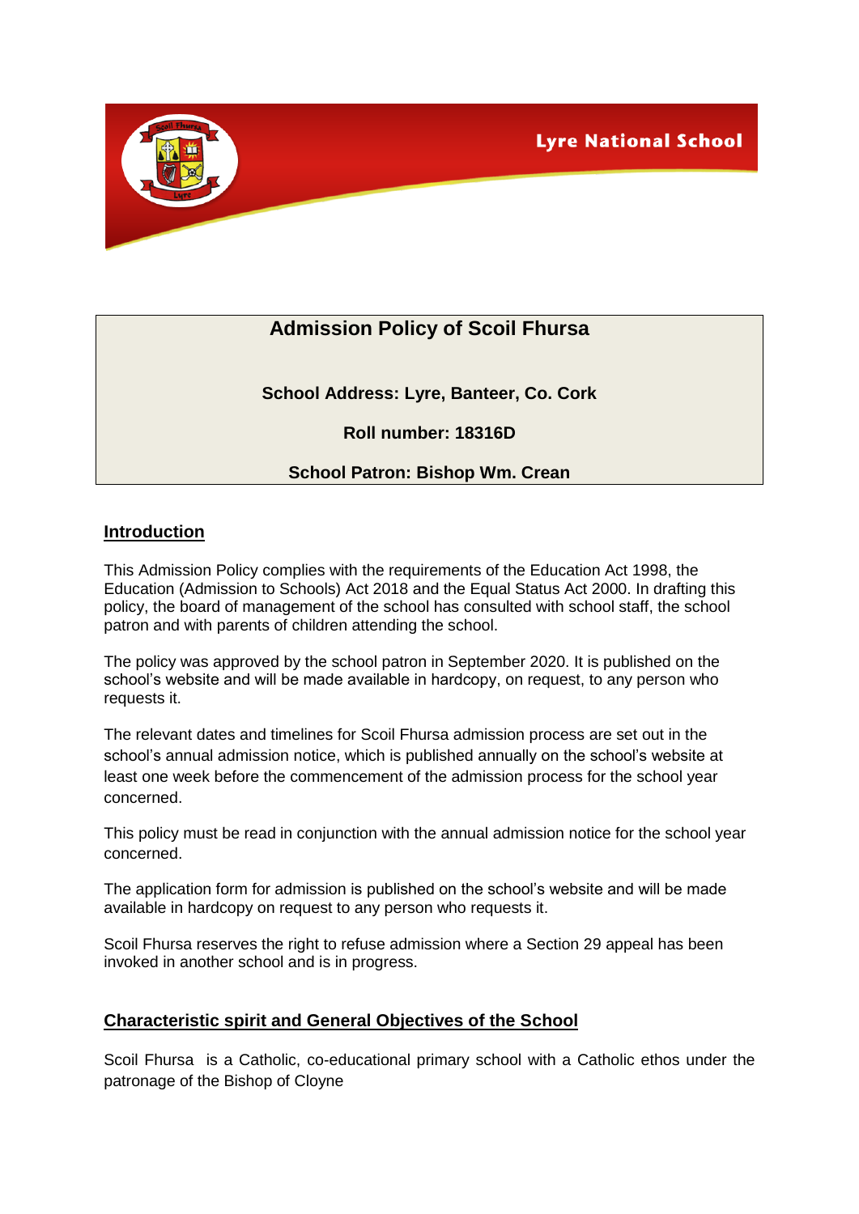Lyre National School

# Admission Policy of Scoil Fhursa

**School Address: Lyre, Banteer, Co. Cork**

**Roll number: 18316D**

**School Patron: Bishop Wm. Crean**

## Introduction

This Admission Policy complies with the requirements of the Education Act 1998, the Education (Admission to Schools) Act 2018 and the Equal Status Act 2000. In drafting this policy, the board of management of the school has consulted with school staff, the school patron and with parents of children attending the school.

The policy was approved by the school patron in September 2020. It is published on the school's website and will be made available in hardcopy, on request, to any person who requests it.

The relevant dates and timelines for Scoil Fhursa admission process are set out in the school's annual admission notice, which is published annually on the school's website at least one week before the commencement of the admission process for the school year concerned.

This policy must be read in conjunction with the annual admission notice for the school year concerned.

The application form for admission is published on the school's website and will be made available in hardcopy on request to any person who requests it.

Scoil Fhursa reserves the right to refuse admission where a Section 29 appeal has been invoked in another school and is in progress.

## Characteristic spirit and General Objectives of the School

Scoil Fhursa is a Catholic, co-educational primary school with a Catholic ethos under the patronage of the Bishop of Cloyne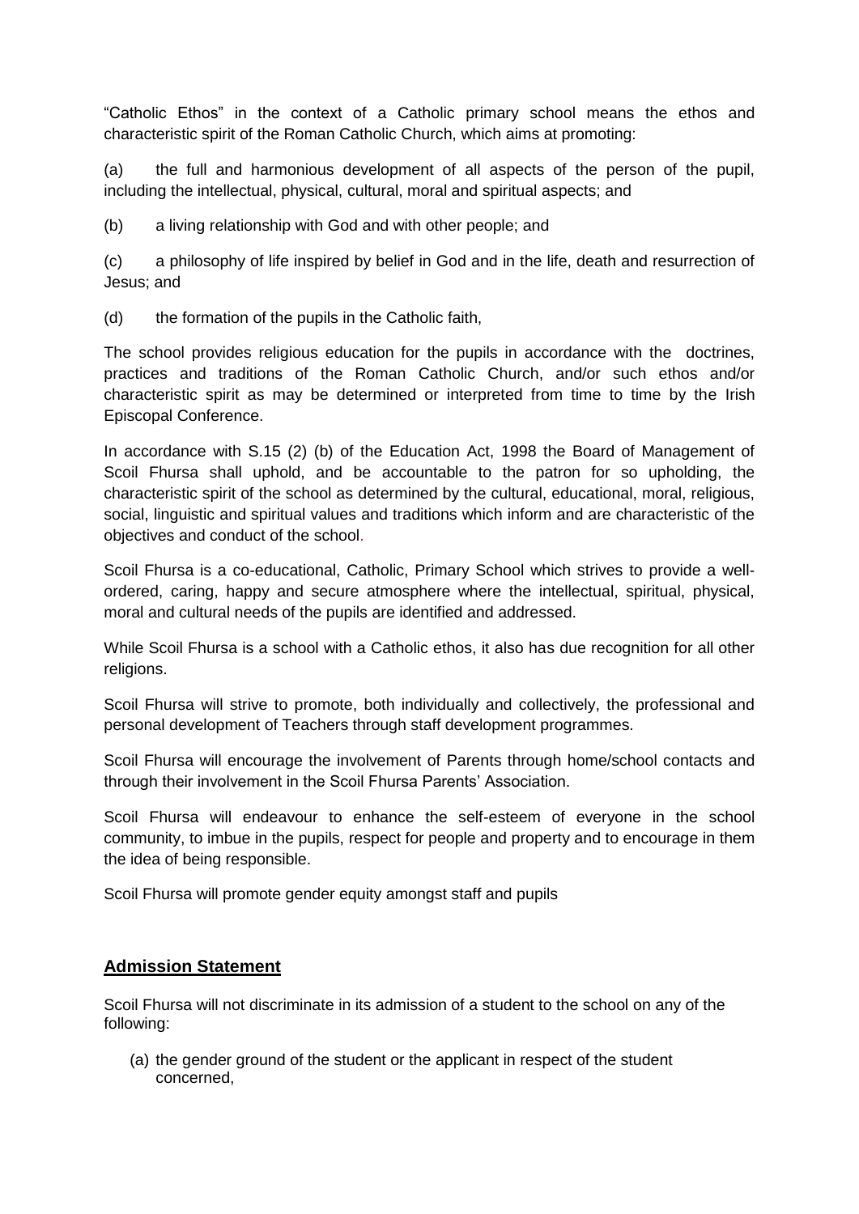"Catholic Ethos" in the context of a Catholic primary school means the ethos and characteristic spirit of the Roman Catholic Church, which aims at promoting:

(a) the full and harmonious development of all aspects of the person of the pupil, including the intellectual, physical, cultural, moral and spiritual aspects; and

(b) a living relationship with God and with other people; and

(c) a philosophy of life inspired by belief in God and in the life, death and resurrection of Jesus; and

(d) the formation of the pupils in the Catholic faith,

The school provides religious education for the pupils in accordance with the doctrines, practices and traditions of the Roman Catholic Church, and/or such ethos and/or characteristic spirit as may be determined or interpreted from time to time by the Irish Episcopal Conference.

In accordance with S.15 (2) (b) of the Education Act, 1998 the Board of Management of Scoil Fhursa shall uphold, and be accountable to the patron for so upholding, the characteristic spirit of the school as determined by the cultural, educational, moral, religious, social, linguistic and spiritual values and traditions which inform and are characteristic of the objectives and conduct of the school.

Scoil Fhursa is a co-educational, Catholic, Primary School which strives to provide a well-ordered, caring, happy and secure atmosphere where the intellectual, spiritual, physical, moral and cultural needs of the pupils are identified and addressed.

While Scoil Fhursa is a school with a Catholic ethos, it also has due recognition for all other religions.

Scoil Fhursa will strive to promote, both individually and collectively, the professional and personal development of Teachers through staff development programmes.

Scoil Fhursa will encourage the involvement of Parents through home/school contacts and through their involvement in the Scoil Fhursa Parents' Association.

Scoil Fhursa will endeavour to enhance the self-esteem of everyone in the school community, to imbue in the pupils, respect for people and property and to encourage in them the idea of being responsible.

Scoil Fhursa will promote gender equity amongst staff and pupils

## Admission Statement

Scoil Fhursa will not discriminate in its admission of a student to the school on any of the following:

(a) the gender ground of the student or the applicant in respect of the student concerned,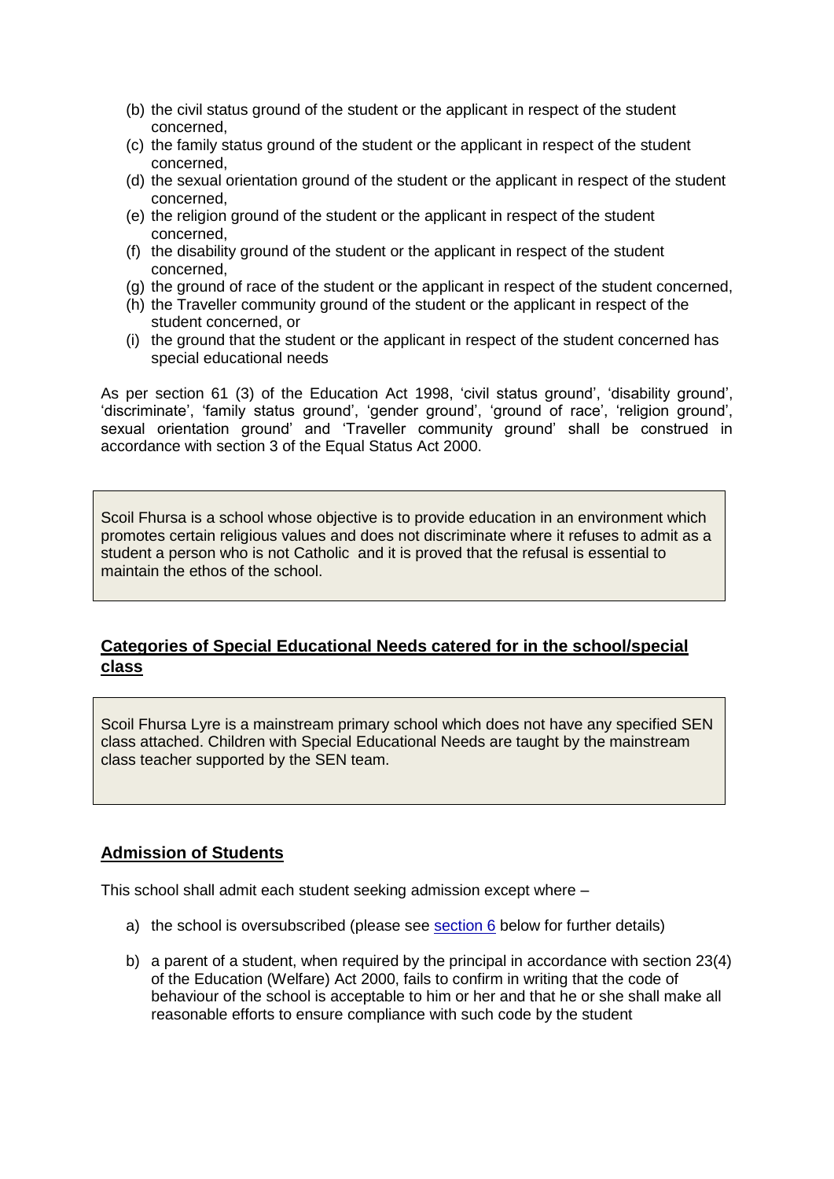(b) the civil status ground of the student or the applicant in respect of the student concerned,
(c) the family status ground of the student or the applicant in respect of the student concerned,
(d) the sexual orientation ground of the student or the applicant in respect of the student concerned,
(e) the religion ground of the student or the applicant in respect of the student concerned,
(f) the disability ground of the student or the applicant in respect of the student concerned,
(g) the ground of race of the student or the applicant in respect of the student concerned,
(h) the Traveller community ground of the student or the applicant in respect of the student concerned, or
(i) the ground that the student or the applicant in respect of the student concerned has special educational needs

As per section 61 (3) of the Education Act 1998, 'civil status ground', 'disability ground', 'discriminate', 'family status ground', 'gender ground', 'ground of race', 'religion ground', sexual orientation ground' and 'Traveller community ground' shall be construed in accordance with section 3 of the Equal Status Act 2000.

Scoil Fhursa is a school whose objective is to provide education in an environment which promotes certain religious values and does not discriminate where it refuses to admit as a student a person who is not Catholic and it is proved that the refusal is essential to maintain the ethos of the school.

## **Categories of Special Educational Needs catered for in the school/special class**

Scoil Fhursa Lyre is a mainstream primary school which does not have any specified SEN class attached. Children with Special Educational Needs are taught by the mainstream class teacher supported by the SEN team.

## **Admission of Students**

This school shall admit each student seeking admission except where –

a) the school is oversubscribed (please see section 6 below for further details)

b) a parent of a student, when required by the principal in accordance with section 23(4) of the Education (Welfare) Act 2000, fails to confirm in writing that the code of behaviour of the school is acceptable to him or her and that he or she shall make all reasonable efforts to ensure compliance with such code by the student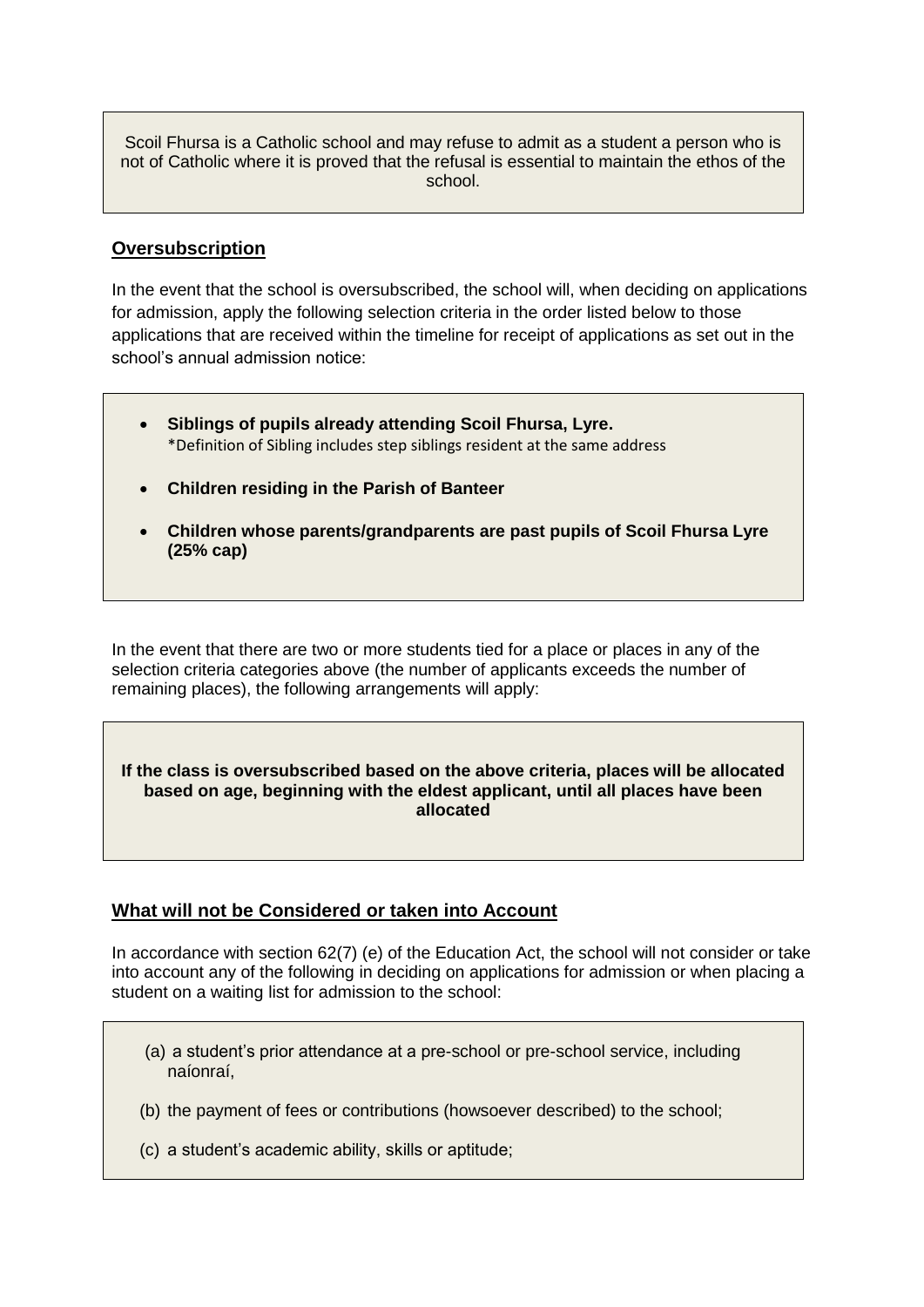Scoil Fhursa is a Catholic school and may refuse to admit as a student a person who is not of Catholic where it is proved that the refusal is essential to maintain the ethos of the school.

## Oversubscription

In the event that the school is oversubscribed, the school will, when deciding on applications for admission, apply the following selection criteria in the order listed below to those applications that are received within the timeline for receipt of applications as set out in the school's annual admission notice:

- **Siblings of pupils already attending Scoil Fhursa, Lyre.**
  *Definition of Sibling includes step siblings resident at the same address
- **Children residing in the Parish of Banteer**
- **Children whose parents/grandparents are past pupils of Scoil Fhursa Lyre (25% cap)**

In the event that there are two or more students tied for a place or places in any of the selection criteria categories above (the number of applicants exceeds the number of remaining places), the following arrangements will apply:

**If the class is oversubscribed based on the above criteria, places will be allocated based on age, beginning with the eldest applicant, until all places have been allocated**

## What will not be Considered or taken into Account

In accordance with section 62(7) (e) of the Education Act, the school will not consider or take into account any of the following in deciding on applications for admission or when placing a student on a waiting list for admission to the school:

(a) a student's prior attendance at a pre-school or pre-school service, including naíonraí,

(b) the payment of fees or contributions (howsoever described) to the school;

(c) a student's academic ability, skills or aptitude;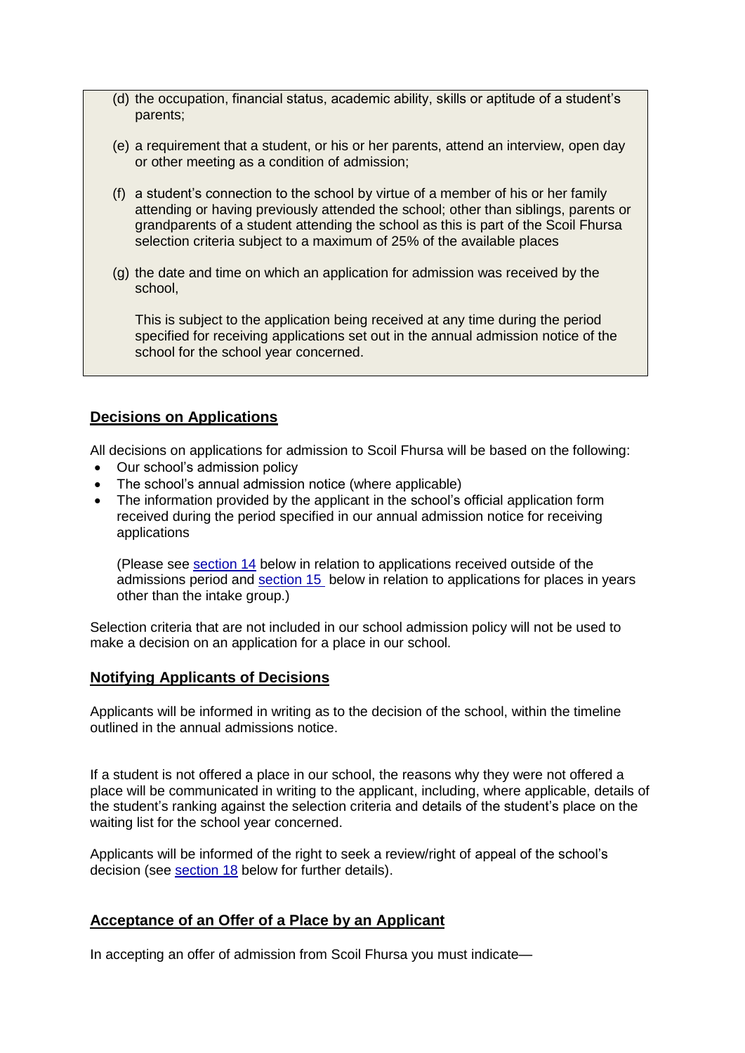(d) the occupation, financial status, academic ability, skills or aptitude of a student's parents;

(e) a requirement that a student, or his or her parents, attend an interview, open day or other meeting as a condition of admission;

(f) a student's connection to the school by virtue of a member of his or her family attending or having previously attended the school; other than siblings, parents or grandparents of a student attending the school as this is part of the Scoil Fhursa selection criteria subject to a maximum of 25% of the available places

(g) the date and time on which an application for admission was received by the school,

This is subject to the application being received at any time during the period specified for receiving applications set out in the annual admission notice of the school for the school year concerned.

## Decisions on Applications

All decisions on applications for admission to Scoil Fhursa will be based on the following:

- Our school's admission policy
- The school's annual admission notice (where applicable)
- The information provided by the applicant in the school's official application form received during the period specified in our annual admission notice for receiving applications

  (Please see section 14 below in relation to applications received outside of the admissions period and section 15 below in relation to applications for places in years other than the intake group.)

Selection criteria that are not included in our school admission policy will not be used to make a decision on an application for a place in our school.

## Notifying Applicants of Decisions

Applicants will be informed in writing as to the decision of the school, within the timeline outlined in the annual admissions notice.

If a student is not offered a place in our school, the reasons why they were not offered a place will be communicated in writing to the applicant, including, where applicable, details of the student's ranking against the selection criteria and details of the student's place on the waiting list for the school year concerned.

Applicants will be informed of the right to seek a review/right of appeal of the school's decision (see section 18 below for further details).

## Acceptance of an Offer of a Place by an Applicant

In accepting an offer of admission from Scoil Fhursa you must indicate—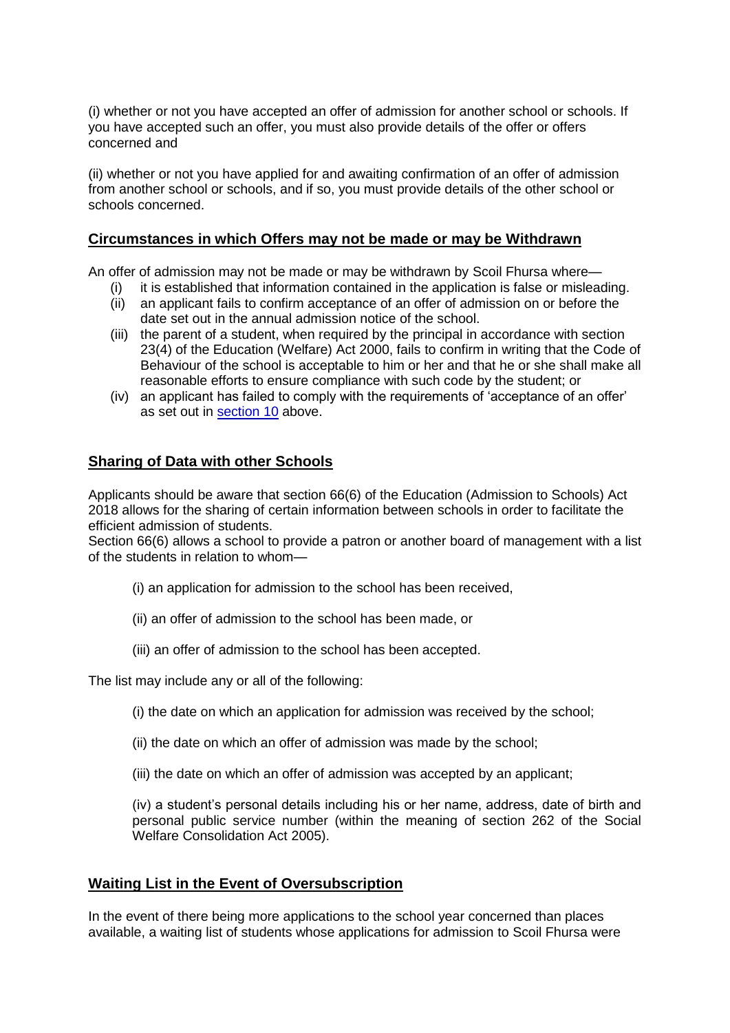(i) whether or not you have accepted an offer of admission for another school or schools. If you have accepted such an offer, you must also provide details of the offer or offers concerned and

(ii) whether or not you have applied for and awaiting confirmation of an offer of admission from another school or schools, and if so, you must provide details of the other school or schools concerned.

## Circumstances in which Offers may not be made or may be Withdrawn

An offer of admission may not be made or may be withdrawn by Scoil Fhursa where—

- (i) it is established that information contained in the application is false or misleading.
- (ii) an applicant fails to confirm acceptance of an offer of admission on or before the date set out in the annual admission notice of the school.
- (iii) the parent of a student, when required by the principal in accordance with section 23(4) of the Education (Welfare) Act 2000, fails to confirm in writing that the Code of Behaviour of the school is acceptable to him or her and that he or she shall make all reasonable efforts to ensure compliance with such code by the student; or
- (iv) an applicant has failed to comply with the requirements of 'acceptance of an offer' as set out in section 10 above.

## Sharing of Data with other Schools

Applicants should be aware that section 66(6) of the Education (Admission to Schools) Act 2018 allows for the sharing of certain information between schools in order to facilitate the efficient admission of students.

Section 66(6) allows a school to provide a patron or another board of management with a list of the students in relation to whom—

(i) an application for admission to the school has been received,

(ii) an offer of admission to the school has been made, or

(iii) an offer of admission to the school has been accepted.

The list may include any or all of the following:

(i) the date on which an application for admission was received by the school;

(ii) the date on which an offer of admission was made by the school;

(iii) the date on which an offer of admission was accepted by an applicant;

(iv) a student's personal details including his or her name, address, date of birth and personal public service number (within the meaning of section 262 of the Social Welfare Consolidation Act 2005).

## Waiting List in the Event of Oversubscription

In the event of there being more applications to the school year concerned than places available, a waiting list of students whose applications for admission to Scoil Fhursa were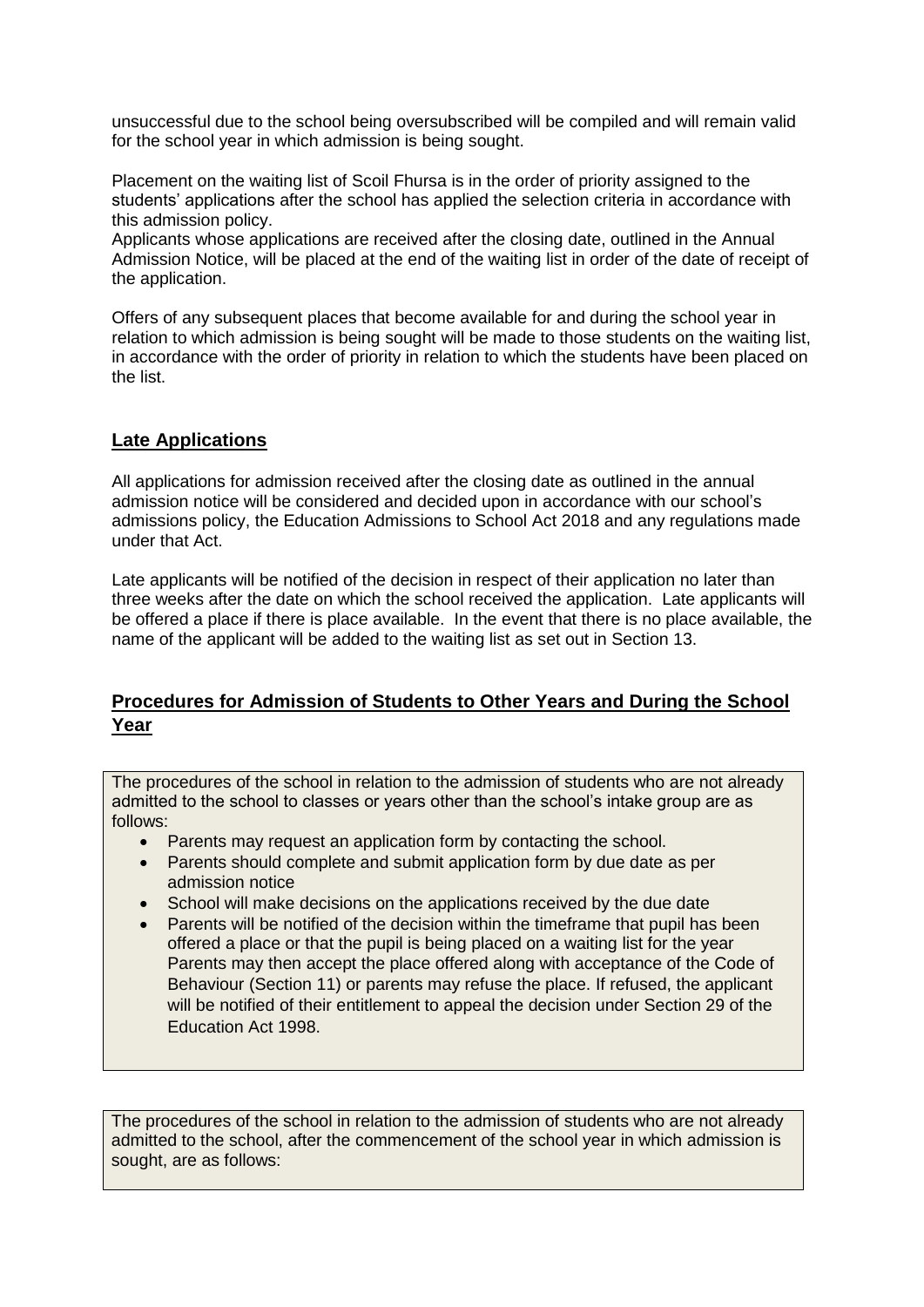unsuccessful due to the school being oversubscribed will be compiled and will remain valid for the school year in which admission is being sought.

Placement on the waiting list of Scoil Fhursa is in the order of priority assigned to the students' applications after the school has applied the selection criteria in accordance with this admission policy.

Applicants whose applications are received after the closing date, outlined in the Annual Admission Notice, will be placed at the end of the waiting list in order of the date of receipt of the application.

Offers of any subsequent places that become available for and during the school year in relation to which admission is being sought will be made to those students on the waiting list, in accordance with the order of priority in relation to which the students have been placed on the list.

## Late Applications

All applications for admission received after the closing date as outlined in the annual admission notice will be considered and decided upon in accordance with our school's admissions policy, the Education Admissions to School Act 2018 and any regulations made under that Act.

Late applicants will be notified of the decision in respect of their application no later than three weeks after the date on which the school received the application. Late applicants will be offered a place if there is place available. In the event that there is no place available, the name of the applicant will be added to the waiting list as set out in Section 13.

## Procedures for Admission of Students to Other Years and During the School Year

The procedures of the school in relation to the admission of students who are not already admitted to the school to classes or years other than the school's intake group are as follows:

- Parents may request an application form by contacting the school.
- Parents should complete and submit application form by due date as per admission notice
- School will make decisions on the applications received by the due date
- Parents will be notified of the decision within the timeframe that pupil has been offered a place or that the pupil is being placed on a waiting list for the year Parents may then accept the place offered along with acceptance of the Code of Behaviour (Section 11) or parents may refuse the place. If refused, the applicant will be notified of their entitlement to appeal the decision under Section 29 of the Education Act 1998.

The procedures of the school in relation to the admission of students who are not already admitted to the school, after the commencement of the school year in which admission is sought, are as follows: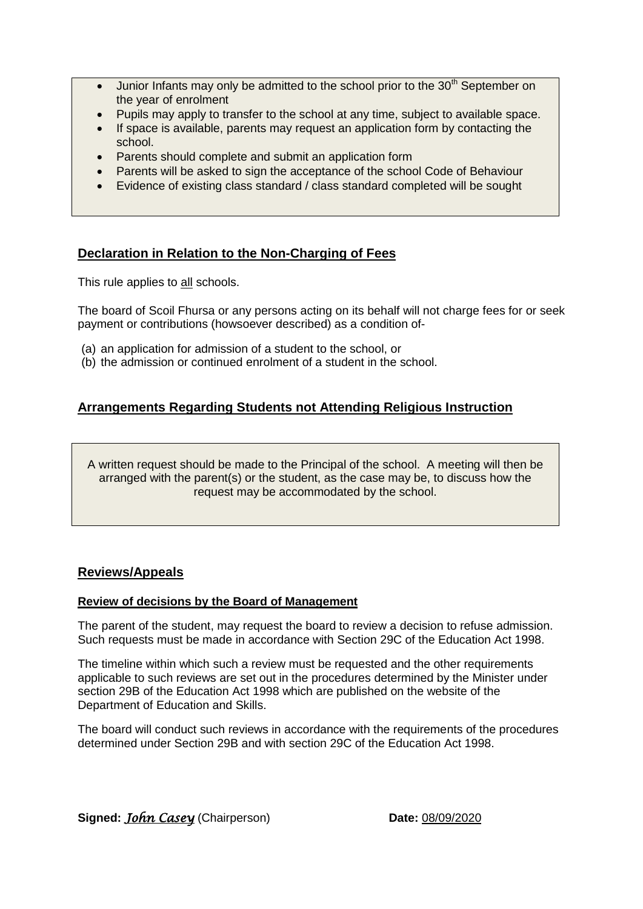- Junior Infants may only be admitted to the school prior to the 30th September on the year of enrolment
- Pupils may apply to transfer to the school at any time, subject to available space.
- If space is available, parents may request an application form by contacting the school.
- Parents should complete and submit an application form
- Parents will be asked to sign the acceptance of the school Code of Behaviour
- Evidence of existing class standard / class standard completed will be sought

## Declaration in Relation to the Non-Charging of Fees

This rule applies to all schools.

The board of Scoil Fhursa or any persons acting on its behalf will not charge fees for or seek payment or contributions (howsoever described) as a condition of-

(a) an application for admission of a student to the school, or
(b) the admission or continued enrolment of a student in the school.

## Arrangements Regarding Students not Attending Religious Instruction

A written request should be made to the Principal of the school. A meeting will then be arranged with the parent(s) or the student, as the case may be, to discuss how the request may be accommodated by the school.

## Reviews/Appeals

### Review of decisions by the Board of Management

The parent of the student, may request the board to review a decision to refuse admission. Such requests must be made in accordance with Section 29C of the Education Act 1998.

The timeline within which such a review must be requested and the other requirements applicable to such reviews are set out in the procedures determined by the Minister under section 29B of the Education Act 1998 which are published on the website of the Department of Education and Skills.

The board will conduct such reviews in accordance with the requirements of the procedures determined under Section 29B and with section 29C of the Education Act 1998.

**Signed:** *John Casey* (Chairperson) **Date:** 08/09/2020